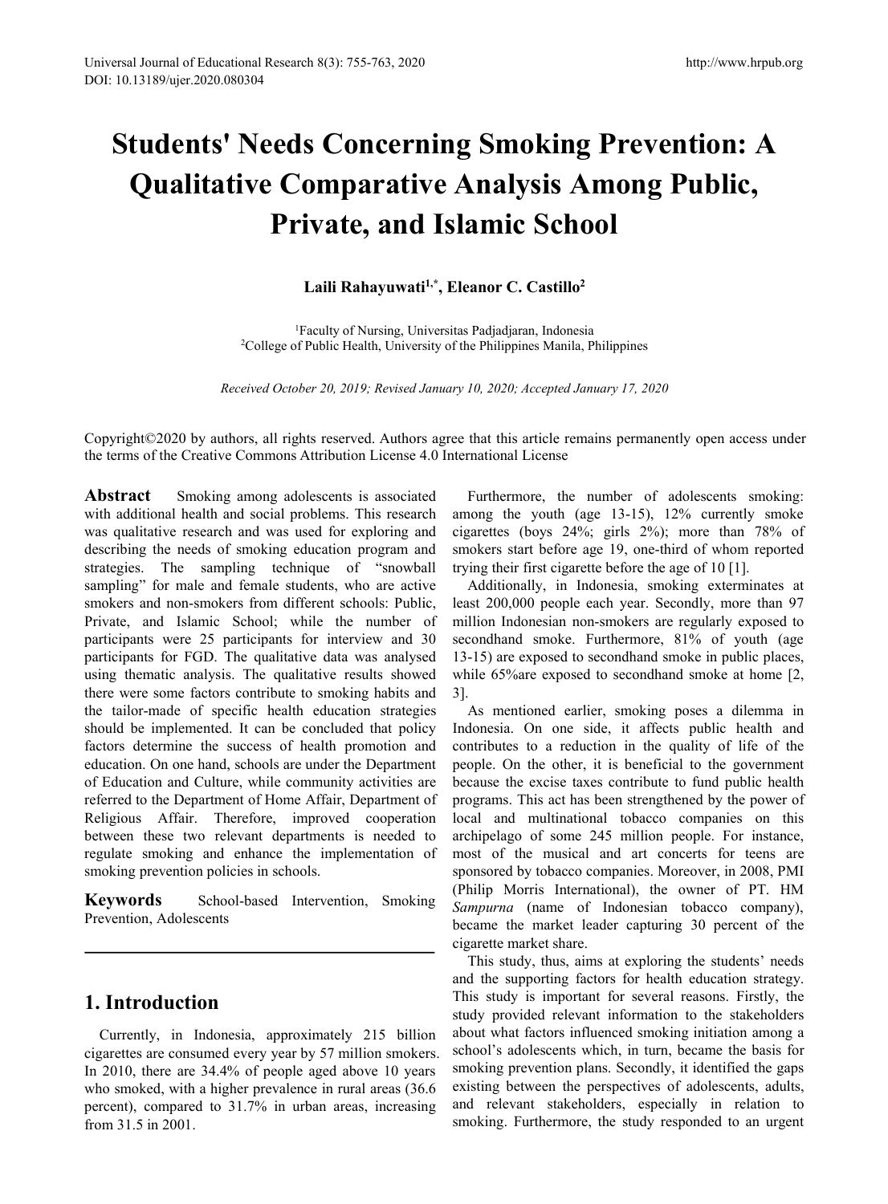# Students' Needs Concerning Smoking Prevention: A Qualitative Comparative Analysis Among Public, Private, and Islamic School

**Laili Rahayuwati[1,*], Eleanor C. Castillo[2]**

[1]Faculty of Nursing, Universitas Padjadjaran, Indonesia
[2]College of Public Health, University of the Philippines Manila, Philippines

*Received October 20, 2019; Revised January 10, 2020; Accepted January 17, 2020*

Copyright©2020 by authors, all rights reserved. Authors agree that this article remains permanently open access under the terms of the Creative Commons Attribution License 4.0 International License

**Abstract** Smoking among adolescents is associated with additional health and social problems. This research was qualitative research and was used for exploring and describing the needs of smoking education program and strategies. The sampling technique of "snowball sampling" for male and female students, who are active smokers and non-smokers from different schools: Public, Private, and Islamic School; while the number of participants were 25 participants for interview and 30 participants for FGD. The qualitative data was analysed using thematic analysis. The qualitative results showed there were some factors contribute to smoking habits and the tailor-made of specific health education strategies should be implemented. It can be concluded that policy factors determine the success of health promotion and education. On one hand, schools are under the Department of Education and Culture, while community activities are referred to the Department of Home Affair, Department of Religious Affair. Therefore, improved cooperation between these two relevant departments is needed to regulate smoking and enhance the implementation of smoking prevention policies in schools.

**Keywords** School-based Intervention, Smoking Prevention, Adolescents

## 1. Introduction

Currently, in Indonesia, approximately 215 billion cigarettes are consumed every year by 57 million smokers. In 2010, there are 34.4% of people aged above 10 years who smoked, with a higher prevalence in rural areas (36.6 percent), compared to 31.7% in urban areas, increasing from 31.5 in 2001.

Furthermore, the number of adolescents smoking: among the youth (age 13-15), 12% currently smoke cigarettes (boys 24%; girls 2%); more than 78% of smokers start before age 19, one-third of whom reported trying their first cigarette before the age of 10 [1].

Additionally, in Indonesia, smoking exterminates at least 200,000 people each year. Secondly, more than 97 million Indonesian non-smokers are regularly exposed to secondhand smoke. Furthermore, 81% of youth (age 13-15) are exposed to secondhand smoke in public places, while 65%are exposed to secondhand smoke at home [2, 3].

As mentioned earlier, smoking poses a dilemma in Indonesia. On one side, it affects public health and contributes to a reduction in the quality of life of the people. On the other, it is beneficial to the government because the excise taxes contribute to fund public health programs. This act has been strengthened by the power of local and multinational tobacco companies on this archipelago of some 245 million people. For instance, most of the musical and art concerts for teens are sponsored by tobacco companies. Moreover, in 2008, PMI (Philip Morris International), the owner of PT. HM *Sampurna* (name of Indonesian tobacco company), became the market leader capturing 30 percent of the cigarette market share.

This study, thus, aims at exploring the students' needs and the supporting factors for health education strategy. This study is important for several reasons. Firstly, the study provided relevant information to the stakeholders about what factors influenced smoking initiation among a school's adolescents which, in turn, became the basis for smoking prevention plans. Secondly, it identified the gaps existing between the perspectives of adolescents, adults, and relevant stakeholders, especially in relation to smoking. Furthermore, the study responded to an urgent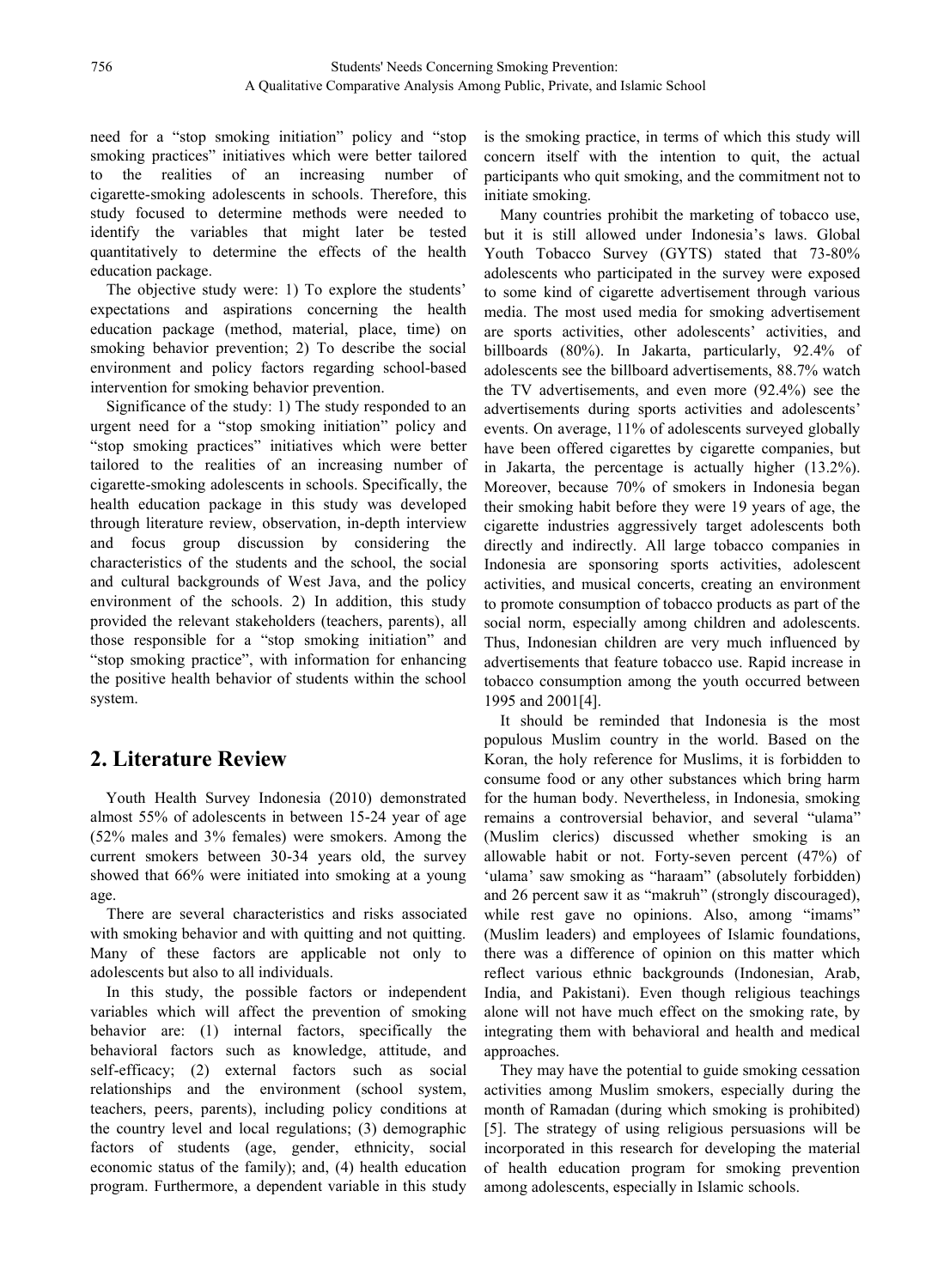need for a "stop smoking initiation" policy and "stop smoking practices" initiatives which were better tailored to the realities of an increasing number of cigarette-smoking adolescents in schools. Therefore, this study focused to determine methods were needed to identify the variables that might later be tested quantitatively to determine the effects of the health education package.

The objective study were: 1) To explore the students' expectations and aspirations concerning the health education package (method, material, place, time) on smoking behavior prevention; 2) To describe the social environment and policy factors regarding school-based intervention for smoking behavior prevention.

Significance of the study: 1) The study responded to an urgent need for a "stop smoking initiation" policy and "stop smoking practices" initiatives which were better tailored to the realities of an increasing number of cigarette-smoking adolescents in schools. Specifically, the health education package in this study was developed through literature review, observation, in-depth interview and focus group discussion by considering the characteristics of the students and the school, the social and cultural backgrounds of West Java, and the policy environment of the schools. 2) In addition, this study provided the relevant stakeholders (teachers, parents), all those responsible for a "stop smoking initiation" and "stop smoking practice", with information for enhancing the positive health behavior of students within the school system.

## 2. Literature Review

Youth Health Survey Indonesia (2010) demonstrated almost 55% of adolescents in between 15-24 year of age (52% males and 3% females) were smokers. Among the current smokers between 30-34 years old, the survey showed that 66% were initiated into smoking at a young age.

There are several characteristics and risks associated with smoking behavior and with quitting and not quitting. Many of these factors are applicable not only to adolescents but also to all individuals.

In this study, the possible factors or independent variables which will affect the prevention of smoking behavior are: (1) internal factors, specifically the behavioral factors such as knowledge, attitude, and self-efficacy; (2) external factors such as social relationships and the environment (school system, teachers, peers, parents), including policy conditions at the country level and local regulations; (3) demographic factors of students (age, gender, ethnicity, social economic status of the family); and, (4) health education program. Furthermore, a dependent variable in this study is the smoking practice, in terms of which this study will concern itself with the intention to quit, the actual participants who quit smoking, and the commitment not to initiate smoking.

Many countries prohibit the marketing of tobacco use, but it is still allowed under Indonesia's laws. Global Youth Tobacco Survey (GYTS) stated that 73-80% adolescents who participated in the survey were exposed to some kind of cigarette advertisement through various media. The most used media for smoking advertisement are sports activities, other adolescents' activities, and billboards (80%). In Jakarta, particularly, 92.4% of adolescents see the billboard advertisements, 88.7% watch the TV advertisements, and even more (92.4%) see the advertisements during sports activities and adolescents' events. On average, 11% of adolescents surveyed globally have been offered cigarettes by cigarette companies, but in Jakarta, the percentage is actually higher (13.2%). Moreover, because 70% of smokers in Indonesia began their smoking habit before they were 19 years of age, the cigarette industries aggressively target adolescents both directly and indirectly. All large tobacco companies in Indonesia are sponsoring sports activities, adolescent activities, and musical concerts, creating an environment to promote consumption of tobacco products as part of the social norm, especially among children and adolescents. Thus, Indonesian children are very much influenced by advertisements that feature tobacco use. Rapid increase in tobacco consumption among the youth occurred between 1995 and 2001[4].

It should be reminded that Indonesia is the most populous Muslim country in the world. Based on the Koran, the holy reference for Muslims, it is forbidden to consume food or any other substances which bring harm for the human body. Nevertheless, in Indonesia, smoking remains a controversial behavior, and several "ulama" (Muslim clerics) discussed whether smoking is an allowable habit or not. Forty-seven percent (47%) of 'ulama' saw smoking as "haraam" (absolutely forbidden) and 26 percent saw it as "makruh" (strongly discouraged), while rest gave no opinions. Also, among "imams" (Muslim leaders) and employees of Islamic foundations, there was a difference of opinion on this matter which reflect various ethnic backgrounds (Indonesian, Arab, India, and Pakistani). Even though religious teachings alone will not have much effect on the smoking rate, by integrating them with behavioral and health and medical approaches.

They may have the potential to guide smoking cessation activities among Muslim smokers, especially during the month of Ramadan (during which smoking is prohibited) [5]. The strategy of using religious persuasions will be incorporated in this research for developing the material of health education program for smoking prevention among adolescents, especially in Islamic schools.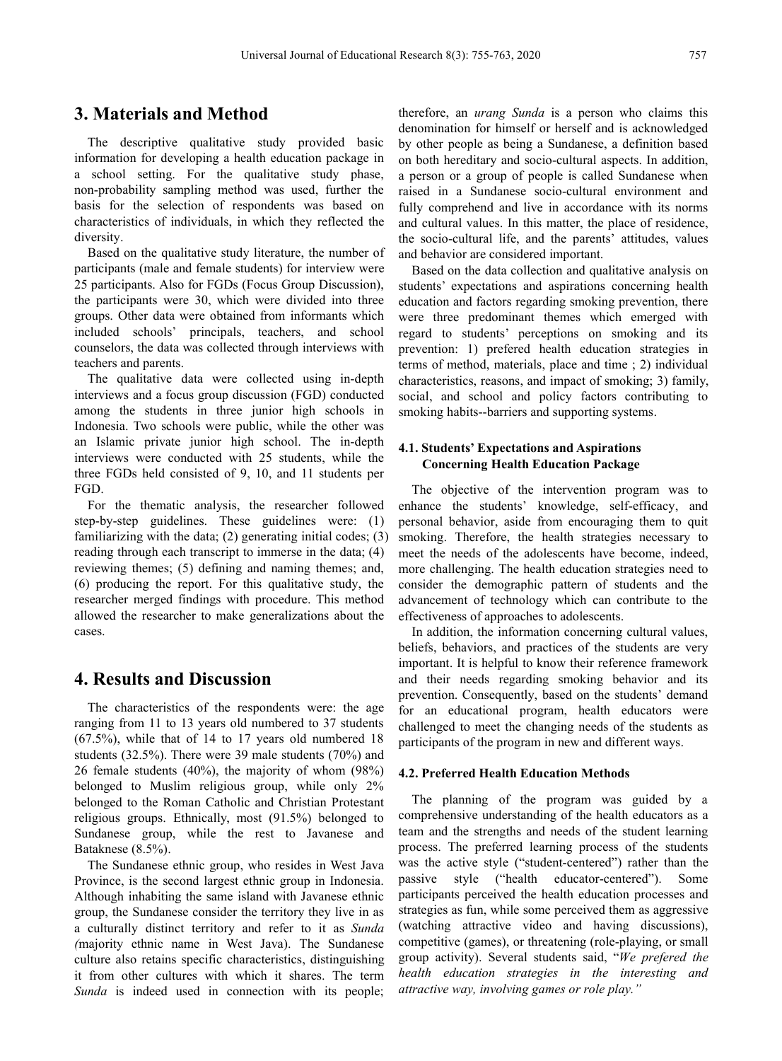## 3. Materials and Method

The descriptive qualitative study provided basic information for developing a health education package in a school setting. For the qualitative study phase, non-probability sampling method was used, further the basis for the selection of respondents was based on characteristics of individuals, in which they reflected the diversity.

Based on the qualitative study literature, the number of participants (male and female students) for interview were 25 participants. Also for FGDs (Focus Group Discussion), the participants were 30, which were divided into three groups. Other data were obtained from informants which included schools' principals, teachers, and school counselors, the data was collected through interviews with teachers and parents.

The qualitative data were collected using in-depth interviews and a focus group discussion (FGD) conducted among the students in three junior high schools in Indonesia. Two schools were public, while the other was an Islamic private junior high school. The in-depth interviews were conducted with 25 students, while the three FGDs held consisted of 9, 10, and 11 students per FGD.

For the thematic analysis, the researcher followed step-by-step guidelines. These guidelines were: (1) familiarizing with the data; (2) generating initial codes; (3) reading through each transcript to immerse in the data; (4) reviewing themes; (5) defining and naming themes; and, (6) producing the report. For this qualitative study, the researcher merged findings with procedure. This method allowed the researcher to make generalizations about the cases.

## 4. Results and Discussion

The characteristics of the respondents were: the age ranging from 11 to 13 years old numbered to 37 students (67.5%), while that of 14 to 17 years old numbered 18 students (32.5%). There were 39 male students (70%) and 26 female students (40%), the majority of whom (98%) belonged to Muslim religious group, while only 2% belonged to the Roman Catholic and Christian Protestant religious groups. Ethnically, most (91.5%) belonged to Sundanese group, while the rest to Javanese and Bataknese (8.5%).

The Sundanese ethnic group, who resides in West Java Province, is the second largest ethnic group in Indonesia. Although inhabiting the same island with Javanese ethnic group, the Sundanese consider the territory they live in as a culturally distinct territory and refer to it as *Sunda (*majority ethnic name in West Java). The Sundanese culture also retains specific characteristics, distinguishing it from other cultures with which it shares. The term *Sunda* is indeed used in connection with its people; therefore, an *urang Sunda* is a person who claims this denomination for himself or herself and is acknowledged by other people as being a Sundanese, a definition based on both hereditary and socio-cultural aspects. In addition, a person or a group of people is called Sundanese when raised in a Sundanese socio-cultural environment and fully comprehend and live in accordance with its norms and cultural values. In this matter, the place of residence, the socio-cultural life, and the parents' attitudes, values and behavior are considered important.

Based on the data collection and qualitative analysis on students' expectations and aspirations concerning health education and factors regarding smoking prevention, there were three predominant themes which emerged with regard to students' perceptions on smoking and its prevention: 1) prefered health education strategies in terms of method, materials, place and timing ; 2) individual characteristics, reasons, and impact of smoking; 3) family, social, and school and policy factors contributing to smoking habits--barriers and supporting systems.

### 4.1. Students' Expectations and Aspirations Concerning Health Education Package

The objective of the intervention program was to enhance the students' knowledge, self-efficacy, and personal behavior, aside from encouraging them to quit smoking. Therefore, the health strategies necessary to meet the needs of the adolescents have become, indeed, more challenging. The health education strategies need to consider the demographic pattern of students and the advancement of technology which can contribute to the effectiveness of approaches to adolescents.

In addition, the information concerning cultural values, beliefs, behaviors, and practices of the students are very important. It is helpful to know their reference framework and their needs regarding smoking behavior and its prevention. Consequently, based on the students' demand for an educational program, health educators were challenged to meet the changing needs of the students as participants of the program in new and different ways.

### 4.2. Preferred Health Education Methods

The planning of the program was guided by a comprehensive understanding of the health educators as a team and the strengths and needs of the student learning process. The preferred learning process of the students was the active style ("student-centered") rather than the passive style ("health educator-centered"). Some participants perceived the health education processes and strategies as fun, while some perceived them as aggressive (watching attractive video and having discussions), competitive (games), or threatening (role-playing, or small group activity). Several students said, "*We prefered the health education strategies in the interesting and attractive way, involving games or role play.*"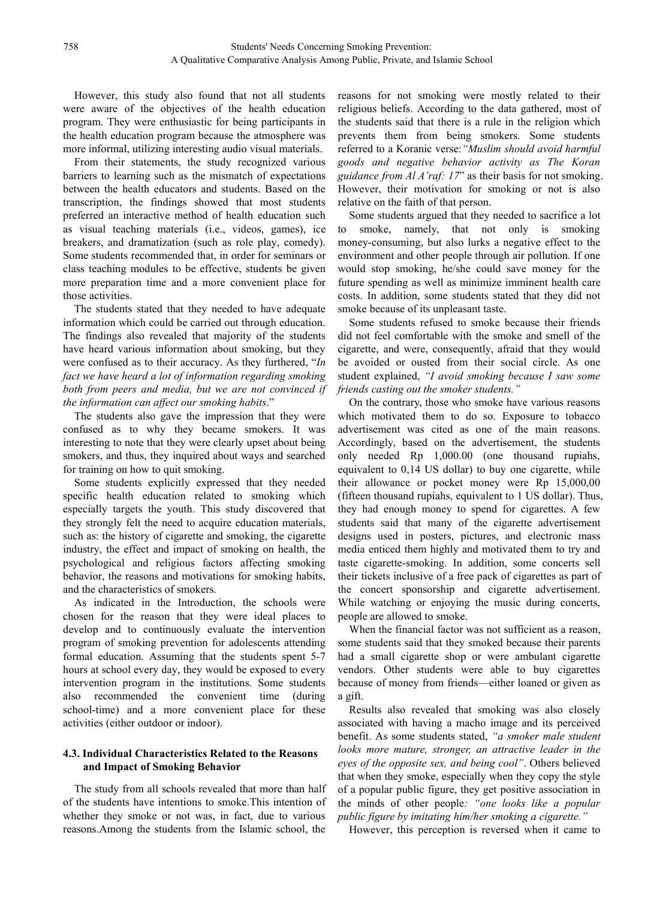However, this study also found that not all students were aware of the objectives of the health education program. They were enthusiastic for being participants in the health education program because the atmosphere was more informal, utilizing interesting audio visual materials.

From their statements, the study recognized various barriers to learning such as the mismatch of expectations between the health educators and students. Based on the transcription, the findings showed that most students preferred an interactive method of health education such as visual teaching materials (i.e., videos, games), ice breakers, and dramatization (such as role play, comedy). Some students recommended that, in order for seminars or class teaching modules to be effective, students be given more preparation time and a more convenient place for those activities.

The students stated that they needed to have adequate information which could be carried out through education. The findings also revealed that majority of the students have heard various information about smoking, but they were confused as to their accuracy. As they furthered, "*In fact we have heard a lot of information regarding smoking both from peers and media, but we are not convinced if the information can affect our smoking habits*."

The students also gave the impression that they were confused as to why they became smokers. It was interesting to note that they were clearly upset about being smokers, and thus, they inquired about ways and searched for training on how to quit smoking.

Some students explicitly expressed that they needed specific health education related to smoking which especially targets the youth. This study discovered that they strongly felt the need to acquire education materials, such as: the history of cigarette and smoking, the cigarette industry, the effect and impact of smoking on health, the psychological and religious factors affecting smoking behavior, the reasons and motivations for smoking habits, and the characteristics of smokers.

As indicated in the Introduction, the schools were chosen for the reason that they were ideal places to develop and to continuously evaluate the intervention program of smoking prevention for adolescents attending formal education. Assuming that the students spent 5-7 hours at school every day, they would be exposed to every intervention program in the institutions. Some students also recommended the convenient time (during school-time) and a more convenient place for these activities (either outdoor or indoor).

### 4.3. Individual Characteristics Related to the Reasons and Impact of Smoking Behavior

The study from all schools revealed that more than half of the students have intentions to smoke.This intention of whether they smoke or not was, in fact, due to various reasons.Among the students from the Islamic school, the reasons for not smoking were mostly related to their religious beliefs. According to the data gathered, most of the students said that there is a rule in the religion which prevents them from being smokers. Some students referred to a Koranic verse:*"Muslim should avoid harmful goods and negative behavior activity as The Koran guidance from Al A'raf: 17*" as their basis for not smoking. However, their motivation for smoking or not is also relative on the faith of that person.

Some students argued that they needed to sacrifice a lot to smoke, namely, that not only is smoking money-consuming, but also lurks a negative effect to the environment and other people through air pollution. If one would stop smoking, he/she could save money for the future spending as well as minimize imminent health care costs. In addition, some students stated that they did not smoke because of its unpleasant taste.

Some students refused to smoke because their friends did not feel comfortable with the smoke and smell of the cigarette, and were, consequently, afraid that they would be avoided or ousted from their social circle. As one student explained, *"I avoid smoking because I saw some friends casting out the smoker students."*

On the contrary, those who smoke have various reasons which motivated them to do so. Exposure to tobacco advertisement was cited as one of the main reasons. Accordingly, based on the advertisement, the students only needed Rp 1,000.00 (one thousand rupiahs, equivalent to 0,14 US dollar) to buy one cigarette, while their allowance or pocket money were Rp 15,000,00 (fifteen thousand rupiahs, equivalent to 1 US dollar). Thus, they had enough money to spend for cigarettes. A few students said that many of the cigarette advertisement designs used in posters, pictures, and electronic mass media enticed them highly and motivated them to try and taste cigarette-smoking. In addition, some concerts sell their tickets inclusive of a free pack of cigarettes as part of the concert sponsorship and cigarette advertisement. While watching or enjoying the music during concerts, people are allowed to smoke.

When the financial factor was not sufficient as a reason, some students said that they smoked because their parents had a small cigarette shop or were ambulant cigarette vendors. Other students were able to buy cigarettes because of money from friends—either loaned or given as a gift.

Results also revealed that smoking was also closely associated with having a macho image and its perceived benefit. As some students stated, *"a smoker male student looks more mature, stronger, an attractive leader in the eyes of the opposite sex, and being cool"*. Others believed that when they smoke, especially when they copy the style of a popular public figure, they get positive association in the minds of other people*: "one looks like a popular public figure by imitating him/her smoking a cigarette."*

However, this perception is reversed when it came to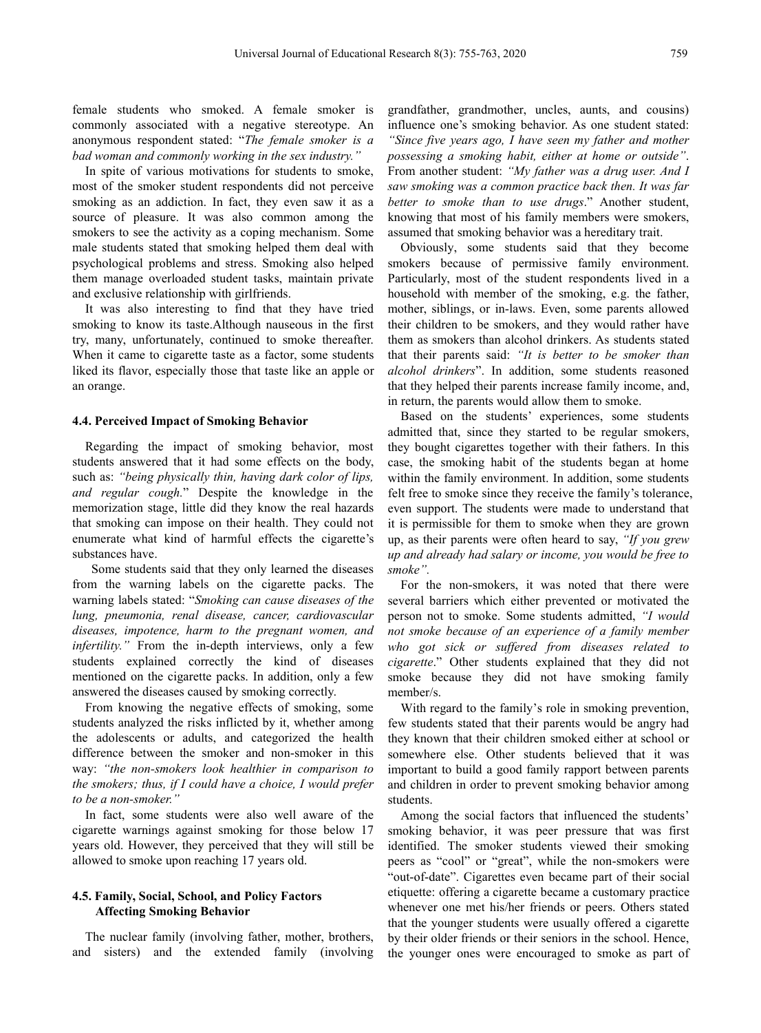female students who smoked. A female smoker is commonly associated with a negative stereotype. An anonymous respondent stated: "*The female smoker is a bad woman and commonly working in the sex industry.*"

In spite of various motivations for students to smoke, most of the smoker student respondents did not perceive smoking as an addiction. In fact, they even saw it as a source of pleasure. It was also common among the smokers to see the activity as a coping mechanism. Some male students stated that smoking helped them deal with psychological problems and stress. Smoking also helped them manage overloaded student tasks, maintain private and exclusive relationship with girlfriends.

It was also interesting to find that they have tried smoking to know its taste.Although nauseous in the first try, many, unfortunately, continued to smoke thereafter. When it came to cigarette taste as a factor, some students liked its flavor, especially those that taste like an apple or an orange.

### 4.4. Perceived Impact of Smoking Behavior

Regarding the impact of smoking behavior, most students answered that it had some effects on the body, such as: *"being physically thin, having dark color of lips, and regular cough.*" Despite the knowledge in the memorization stage, little did they know the real hazards that smoking can impose on their health. They could not enumerate what kind of harmful effects the cigarette's substances have.

Some students said that they only learned the diseases from the warning labels on the cigarette packs. The warning labels stated: "*Smoking can cause diseases of the lung, pneumonia, renal disease, cancer, cardiovascular diseases, impotence, harm to the pregnant women, and infertility."* From the in-depth interviews, only a few students explained correctly the kind of diseases mentioned on the cigarette packs. In addition, only a few answered the diseases caused by smoking correctly.

From knowing the negative effects of smoking, some students analyzed the risks inflicted by it, whether among the adolescents or adults, and categorized the health difference between the smoker and non-smoker in this way: *"the non-smokers look healthier in comparison to the smokers; thus, if I could have a choice, I would prefer to be a non-smoker."*

In fact, some students were also well aware of the cigarette warnings against smoking for those below 17 years old. However, they perceived that they will still be allowed to smoke upon reaching 17 years old.

### 4.5. Family, Social, School, and Policy Factors Affecting Smoking Behavior

The nuclear family (involving father, mother, brothers, and sisters) and the extended family (involving grandfather, grandmother, uncles, aunts, and cousins) influence one's smoking behavior. As one student stated: *"Since five years ago, I have seen my father and mother possessing a smoking habit, either at home or outside"*. From another student: *"My father was a drug user. And I saw smoking was a common practice back then. It was far better to smoke than to use drugs*." Another student, knowing that most of his family members were smokers, assumed that smoking behavior was a hereditary trait.

Obviously, some students said that they become smokers because of permissive family environment. Particularly, most of the student respondents lived in a household with member of the smoking, e.g. the father, mother, siblings, or in-laws. Even, some parents allowed their children to be smokers, and they would rather have them as smokers than alcohol drinkers. As students stated that their parents said: *"It is better to be smoker than alcohol drinkers*". In addition, some students reasoned that they helped their parents increase family income, and, in return, the parents would allow them to smoke.

Based on the students' experiences, some students admitted that, since they started to be regular smokers, they bought cigarettes together with their fathers. In this case, the smoking habit of the students began at home within the family environment. In addition, some students felt free to smoke since they receive the family's tolerance, even support. The students were made to understand that it is permissible for them to smoke when they are grown up, as their parents were often heard to say, *"If you grew up and already had salary or income, you would be free to smoke".*

For the non-smokers, it was noted that there were several barriers which either prevented or motivated the person not to smoke. Some students admitted, *"I would not smoke because of an experience of a family member who got sick or suffered from diseases related to cigarette*." Other students explained that they did not smoke because they did not have smoking family member/s.

With regard to the family's role in smoking prevention, few students stated that their parents would be angry had they known that their children smoked either at school or somewhere else. Other students believed that it was important to build a good family rapport between parents and children in order to prevent smoking behavior among students.

Among the social factors that influenced the students' smoking behavior, it was peer pressure that was first identified. The smoker students viewed their smoking peers as "cool" or "great", while the non-smokers were "out-of-date". Cigarettes even became part of their social etiquette: offering a cigarette became a customary practice whenever one met his/her friends or peers. Others stated that the younger students were usually offered a cigarette by their older friends or their seniors in the school. Hence, the younger ones were encouraged to smoke as part of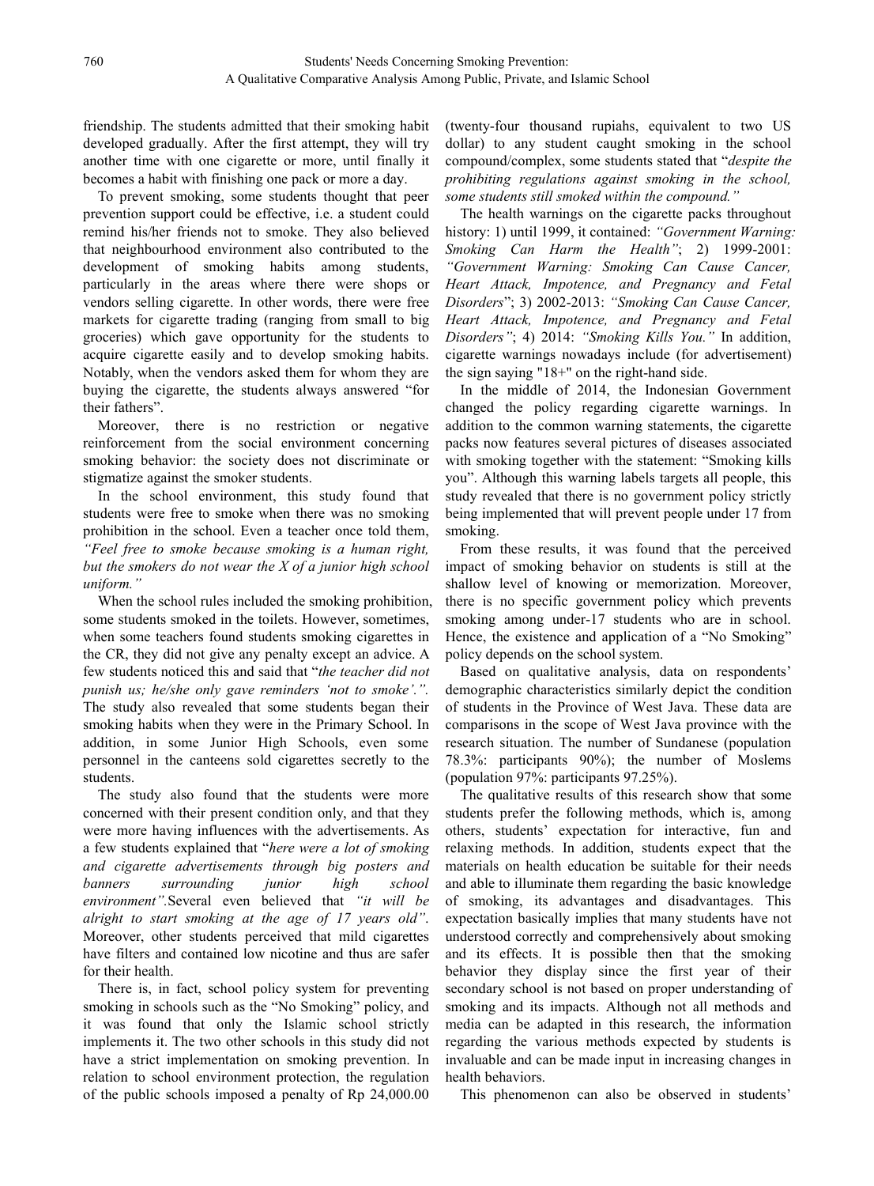friendship. The students admitted that their smoking habit developed gradually. After the first attempt, they will try another time with one cigarette or more, until finally it becomes a habit with finishing one pack or more a day.

To prevent smoking, some students thought that peer prevention support could be effective, i.e. a student could remind his/her friends not to smoke. They also believed that neighbourhood environment also contributed to the development of smoking habits among students, particularly in the areas where there were shops or vendors selling cigarette. In other words, there were free markets for cigarette trading (ranging from small to big groceries) which gave opportunity for the students to acquire cigarette easily and to develop smoking habits. Notably, when the vendors asked them for whom they are buying the cigarette, the students always answered "for their fathers".

Moreover, there is no restriction or negative reinforcement from the social environment concerning smoking behavior: the society does not discriminate or stigmatize against the smoker students.

In the school environment, this study found that students were free to smoke when there was no smoking prohibition in the school. Even a teacher once told them, *"Feel free to smoke because smoking is a human right, but the smokers do not wear the X of a junior high school uniform."*

When the school rules included the smoking prohibition, some students smoked in the toilets. However, sometimes, when some teachers found students smoking cigarettes in the CR, they did not give any penalty except an advice. A few students noticed this and said that "*the teacher did not punish us; he/she only gave reminders 'not to smoke'.".* The study also revealed that some students began their smoking habits when they were in the Primary School. In addition, in some Junior High Schools, even some personnel in the canteens sold cigarettes secretly to the students.

The study also found that the students were more concerned with their present condition only, and that they were more having influences with the advertisements. As a few students explained that "*here were a lot of smoking and cigarette advertisements through big posters and banners surrounding junior high school environment"*.Several even believed that *"it will be alright to start smoking at the age of 17 years old"*. Moreover, other students perceived that mild cigarettes have filters and contained low nicotine and thus are safer for their health.

There is, in fact, school policy system for preventing smoking in schools such as the "No Smoking" policy, and it was found that only the Islamic school strictly implements it. The two other schools in this study did not have a strict implementation on smoking prevention. In relation to school environment protection, the regulation of the public schools imposed a penalty of Rp 24,000.00 (twenty-four thousand rupiahs, equivalent to two US dollar) to any student caught smoking in the school compound/complex, some students stated that "*despite the prohibiting regulations against smoking in the school, some students still smoked within the compound."*

The health warnings on the cigarette packs throughout history: 1) until 1999, it contained: *"Government Warning: Smoking Can Harm the Health"*; 2) 1999-2001: *"Government Warning: Smoking Can Cause Cancer, Heart Attack, Impotence, and Pregnancy and Fetal Disorders*"; 3) 2002-2013: *"Smoking Can Cause Cancer, Heart Attack, Impotence, and Pregnancy and Fetal Disorders"*; 4) 2014: *"Smoking Kills You."* In addition, cigarette warnings nowadays include (for advertisement) the sign saying "18+" on the right-hand side.

In the middle of 2014, the Indonesian Government changed the policy regarding cigarette warnings. In addition to the common warning statements, the cigarette packs now features several pictures of diseases associated with smoking together with the statement: "Smoking kills you". Although this warning labels targets all people, this study revealed that there is no government policy strictly being implemented that will prevent people under 17 from smoking.

From these results, it was found that the perceived impact of smoking behavior on students is still at the shallow level of knowing or memorization. Moreover, there is no specific government policy which prevents smoking among under-17 students who are in school. Hence, the existence and application of a "No Smoking" policy depends on the school system.

Based on qualitative analysis, data on respondents' demographic characteristics similarly depict the condition of students in the Province of West Java. These data are comparisons in the scope of West Java province with the research situation. The number of Sundanese (population 78.3%: participants 90%); the number of Moslems (population 97%: participants 97.25%).

The qualitative results of this research show that some students prefer the following methods, which is, among others, students' expectation for interactive, fun and relaxing methods. In addition, students expect that the materials on health education be suitable for their needs and able to illuminate them regarding the basic knowledge of smoking, its advantages and disadvantages. This expectation basically implies that many students have not understood correctly and comprehensively about smoking and its effects. It is possible then that the smoking behavior they display since the first year of their secondary school is not based on proper understanding of smoking and its impacts. Although not all methods and media can be adapted in this research, the information regarding the various methods expected by students is invaluable and can be made input in increasing changes in health behaviors.

This phenomenon can also be observed in students'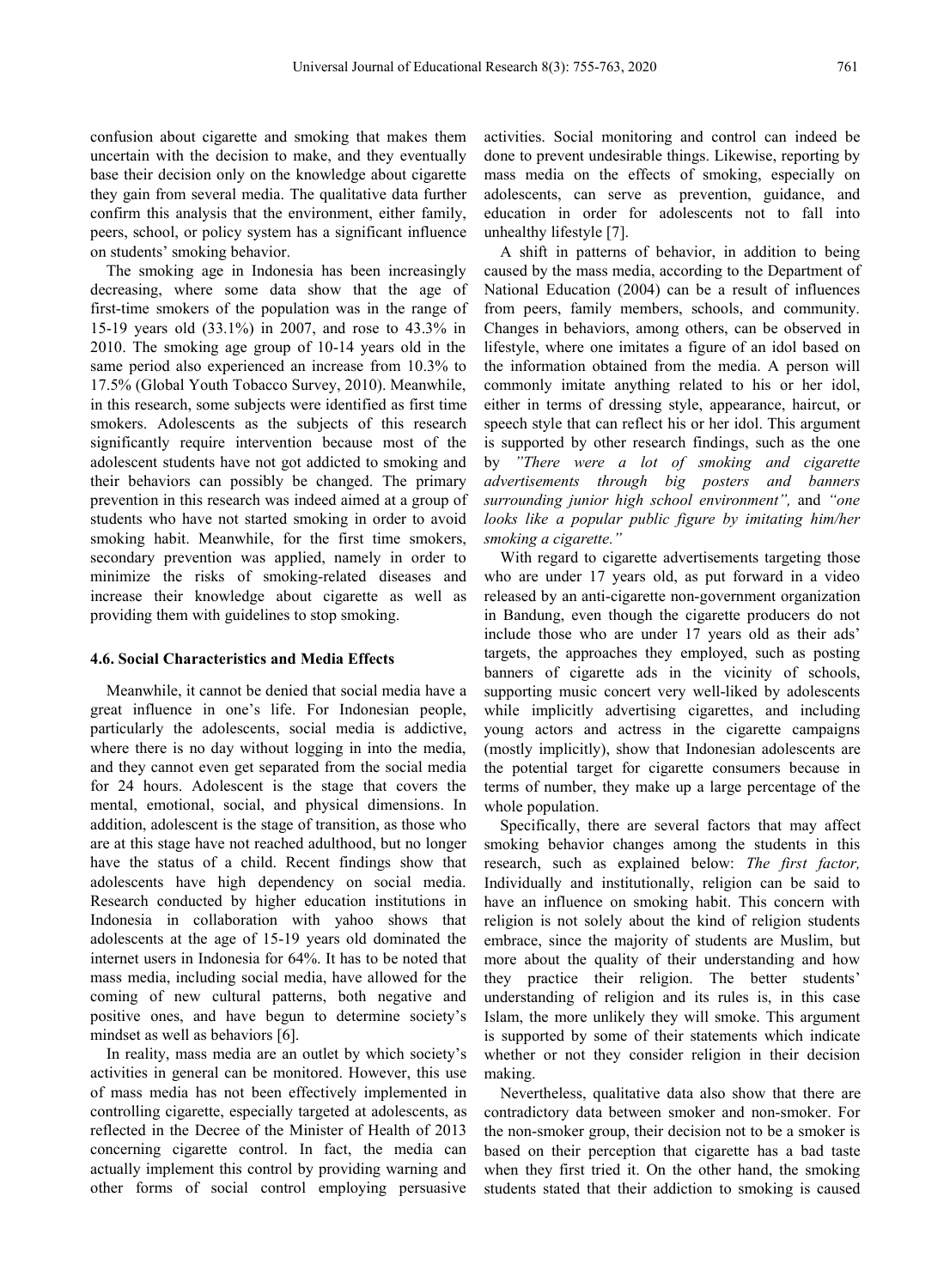confusion about cigarette and smoking that makes them uncertain with the decision to make, and they eventually base their decision only on the knowledge about cigarette they gain from several media. The qualitative data further confirm this analysis that the environment, either family, peers, school, or policy system has a significant influence on students' smoking behavior.

The smoking age in Indonesia has been increasingly decreasing, where some data show that the age of first-time smokers of the population was in the range of 15-19 years old (33.1%) in 2007, and rose to 43.3% in 2010. The smoking age group of 10-14 years old in the same period also experienced an increase from 10.3% to 17.5% (Global Youth Tobacco Survey, 2010). Meanwhile, in this research, some subjects were identified as first time smokers. Adolescents as the subjects of this research significantly require intervention because most of the adolescent students have not got addicted to smoking and their behaviors can possibly be changed. The primary prevention in this research was indeed aimed at a group of students who have not started smoking in order to avoid smoking habit. Meanwhile, for the first time smokers, secondary prevention was applied, namely in order to minimize the risks of smoking-related diseases and increase their knowledge about cigarette as well as providing them with guidelines to stop smoking.

### 4.6. Social Characteristics and Media Effects

Meanwhile, it cannot be denied that social media have a great influence in one's life. For Indonesian people, particularly the adolescents, social media is addictive, where there is no day without logging in into the media, and they cannot even get separated from the social media for 24 hours. Adolescent is the stage that covers the mental, emotional, social, and physical dimensions. In addition, adolescent is the stage of transition, as those who are at this stage have not reached adulthood, but no longer have the status of a child. Recent findings show that adolescents have high dependency on social media. Research conducted by higher education institutions in Indonesia in collaboration with yahoo shows that adolescents at the age of 15-19 years old dominated the internet users in Indonesia for 64%. It has to be noted that mass media, including social media, have allowed for the coming of new cultural patterns, both negative and positive ones, and have begun to determine society's mindset as well as behaviors [6].

In reality, mass media are an outlet by which society's activities in general can be monitored. However, this use of mass media has not been effectively implemented in controlling cigarette, especially targeted at adolescents, as reflected in the Decree of the Minister of Health of 2013 concerning cigarette control. In fact, the media can actually implement this control by providing warning and other forms of social control employing persuasive activities. Social monitoring and control can indeed be done to prevent undesirable things. Likewise, reporting by mass media on the effects of smoking, especially on adolescents, can serve as prevention, guidance, and education in order for adolescents not to fall into unhealthy lifestyle [7].

A shift in patterns of behavior, in addition to being caused by the mass media, according to the Department of National Education (2004) can be a result of influences from peers, family members, schools, and community. Changes in behaviors, among others, can be observed in lifestyle, where one imitates a figure of an idol based on the information obtained from the media. A person will commonly imitate anything related to his or her idol, either in terms of dressing style, appearance, haircut, or speech style that can reflect his or her idol. This argument is supported by other research findings, such as the one by *"There were a lot of smoking and cigarette advertisements through big posters and banners surrounding junior high school environment",* and *"one looks like a popular public figure by imitating him/her smoking a cigarette."*

With regard to cigarette advertisements targeting those who are under 17 years old, as put forward in a video released by an anti-cigarette non-government organization in Bandung, even though the cigarette producers do not include those who are under 17 years old as their ads' targets, the approaches they employed, such as posting banners of cigarette ads in the vicinity of schools, supporting music concert very well-liked by adolescents while implicitly advertising cigarettes, and including young actors and actress in the cigarette campaigns (mostly implicitly), show that Indonesian adolescents are the potential target for cigarette consumers because in terms of number, they make up a large percentage of the whole population.

Specifically, there are several factors that may affect smoking behavior changes among the students in this research, such as explained below: *The first factor,* Individually and institutionally, religion can be said to have an influence on smoking habit. This concern with religion is not solely about the kind of religion students embrace, since the majority of students are Muslim, but more about the quality of their understanding and how they practice their religion. The better students' understanding of religion and its rules is, in this case Islam, the more unlikely they will smoke. This argument is supported by some of their statements which indicate whether or not they consider religion in their decision making.

Nevertheless, qualitative data also show that there are contradictory data between smoker and non-smoker. For the non-smoker group, their decision not to be a smoker is based on their perception that cigarette has a bad taste when they first tried it. On the other hand, the smoking students stated that their addiction to smoking is caused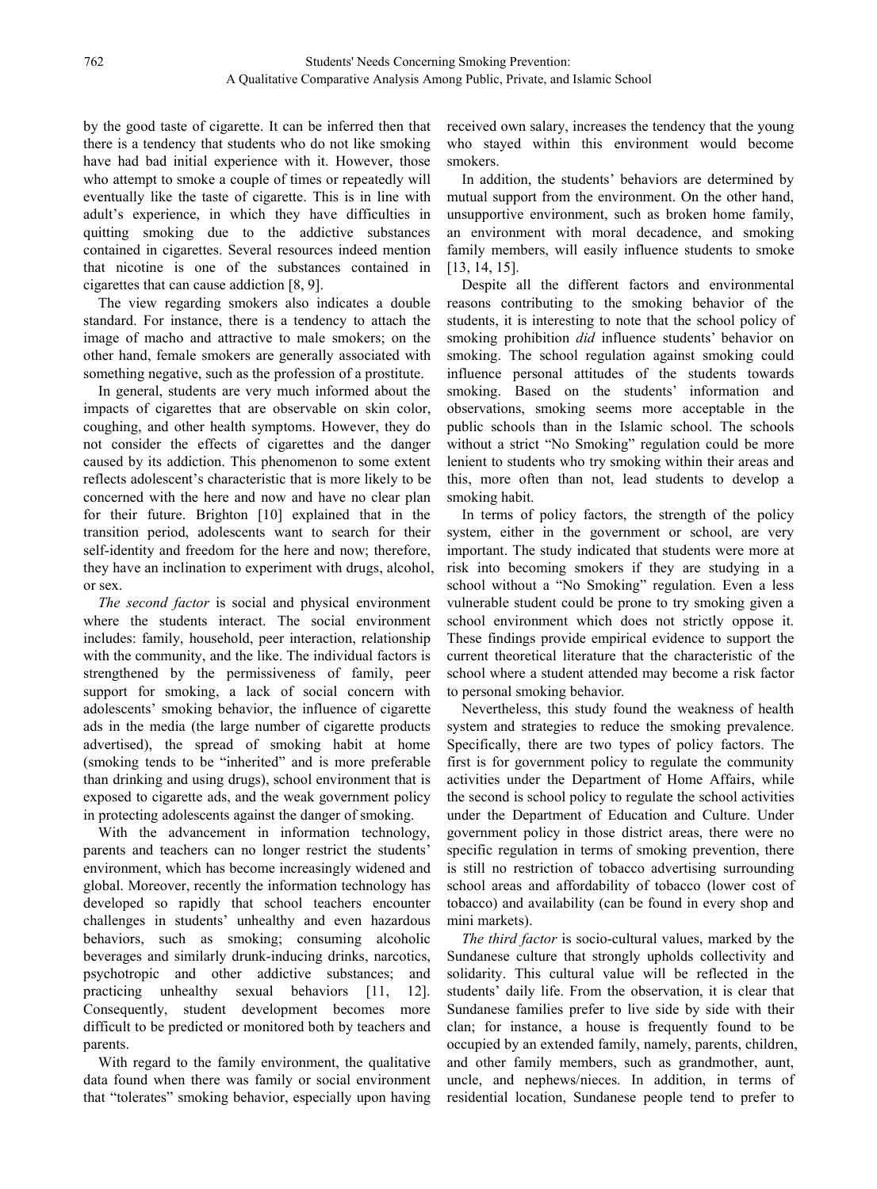by the good taste of cigarette. It can be inferred then that there is a tendency that students who do not like smoking have had bad initial experience with it. However, those who attempt to smoke a couple of times or repeatedly will eventually like the taste of cigarette. This is in line with adult's experience, in which they have difficulties in quitting smoking due to the addictive substances contained in cigarettes. Several resources indeed mention that nicotine is one of the substances contained in cigarettes that can cause addiction [8, 9].

The view regarding smokers also indicates a double standard. For instance, there is a tendency to attach the image of macho and attractive to male smokers; on the other hand, female smokers are generally associated with something negative, such as the profession of a prostitute.

In general, students are very much informed about the impacts of cigarettes that are observable on skin color, coughing, and other health symptoms. However, they do not consider the effects of cigarettes and the danger caused by its addiction. This phenomenon to some extent reflects adolescent's characteristic that is more likely to be concerned with the here and now and have no clear plan for their future. Brighton [10] explained that in the transition period, adolescents want to search for their self-identity and freedom for the here and now; therefore, they have an inclination to experiment with drugs, alcohol, or sex.

*The second factor* is social and physical environment where the students interact. The social environment includes: family, household, peer interaction, relationship with the community, and the like. The individual factors is strengthened by the permissiveness of family, peer support for smoking, a lack of social concern with adolescents' smoking behavior, the influence of cigarette ads in the media (the large number of cigarette products advertised), the spread of smoking habit at home (smoking tends to be "inherited" and is more preferable than drinking and using drugs), school environment that is exposed to cigarette ads, and the weak government policy in protecting adolescents against the danger of smoking.

With the advancement in information technology, parents and teachers can no longer restrict the students' environment, which has become increasingly widened and global. Moreover, recently the information technology has developed so rapidly that school teachers encounter challenges in students' unhealthy and even hazardous behaviors, such as smoking; consuming alcoholic beverages and similarly drunk-inducing drinks, narcotics, psychotropic and other addictive substances; and practicing unhealthy sexual behaviors [11, 12]. Consequently, student development becomes more difficult to be predicted or monitored both by teachers and parents.

With regard to the family environment, the qualitative data found when there was family or social environment that "tolerates" smoking behavior, especially upon having received own salary, increases the tendency that the young who stayed within this environment would become smokers.

In addition, the students' behaviors are determined by mutual support from the environment. On the other hand, unsupportive environment, such as broken home family, an environment with moral decadence, and smoking family members, will easily influence students to smoke [13, 14, 15].

Despite all the different factors and environmental reasons contributing to the smoking behavior of the students, it is interesting to note that the school policy of smoking prohibition *did* influence students' behavior on smoking. The school regulation against smoking could influence personal attitudes of the students towards smoking. Based on the students' information and observations, smoking seems more acceptable in the public schools than in the Islamic school. The schools without a strict "No Smoking" regulation could be more lenient to students who try smoking within their areas and this, more often than not, lead students to develop a smoking habit.

In terms of policy factors, the strength of the policy system, either in the government or school, are very important. The study indicated that students were more at risk into becoming smokers if they are studying in a school without a "No Smoking" regulation. Even a less vulnerable student could be prone to try smoking given a school environment which does not strictly oppose it. These findings provide empirical evidence to support the current theoretical literature that the characteristic of the school where a student attended may become a risk factor to personal smoking behavior.

Nevertheless, this study found the weakness of health system and strategies to reduce the smoking prevalence. Specifically, there are two types of policy factors. The first is for government policy to regulate the community activities under the Department of Home Affairs, while the second is school policy to regulate the school activities under the Department of Education and Culture. Under government policy in those district areas, there were no specific regulation in terms of smoking prevention, there is still no restriction of tobacco advertising surrounding school areas and affordability of tobacco (lower cost of tobacco) and availability (can be found in every shop and mini markets).

*The third factor* is socio-cultural values, marked by the Sundanese culture that strongly upholds collectivity and solidarity. This cultural value will be reflected in the students' daily life. From the observation, it is clear that Sundanese families prefer to live side by side with their clan; for instance, a house is frequently found to be occupied by an extended family, namely, parents, children, and other family members, such as grandmother, aunt, uncle, and nephews/nieces. In addition, in terms of residential location, Sundanese people tend to prefer to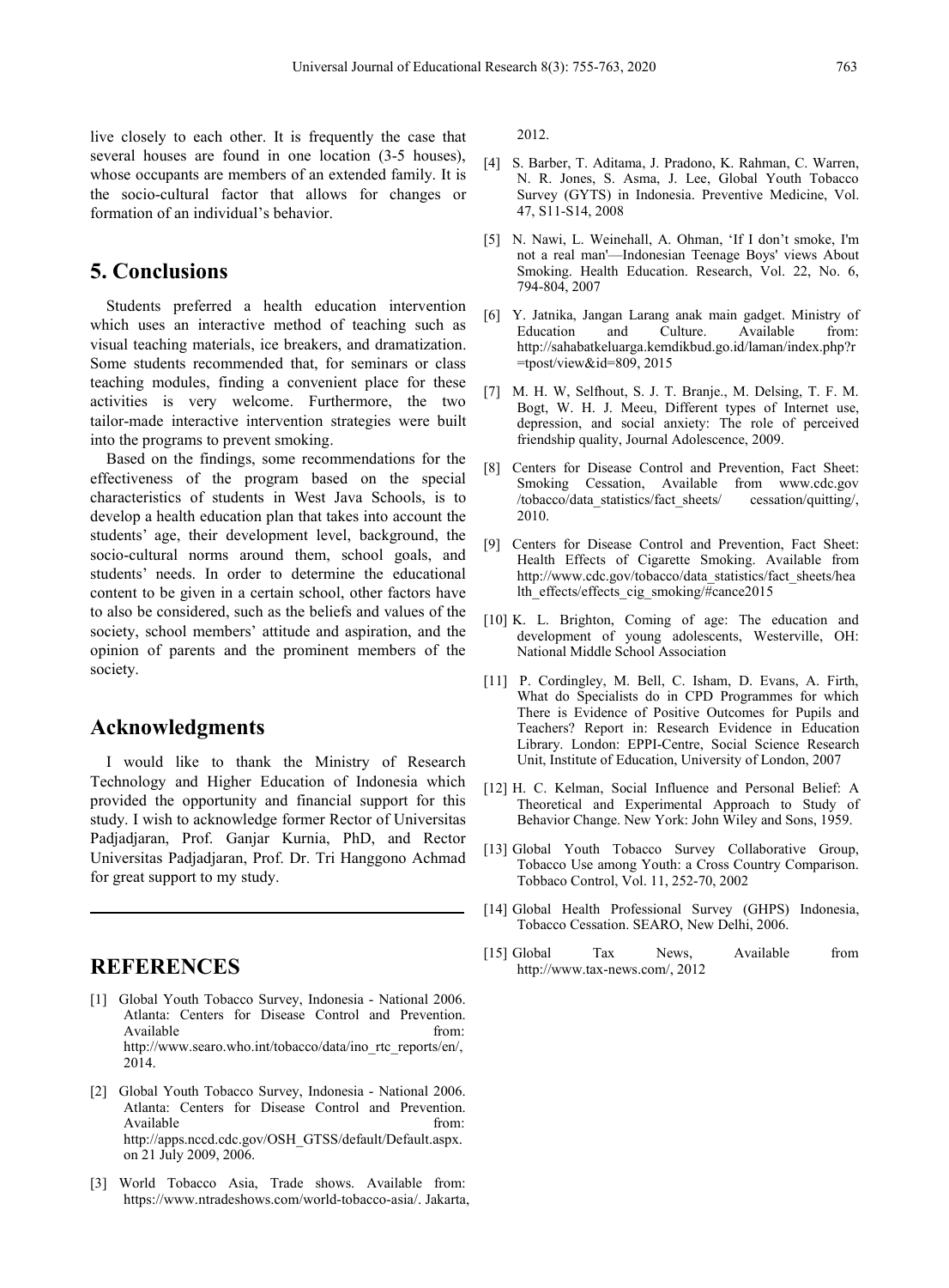live closely to each other. It is frequently the case that several houses are found in one location (3-5 houses), whose occupants are members of an extended family. It is the socio-cultural factor that allows for changes or formation of an individual's behavior.

## 5. Conclusions

Students preferred a health education intervention which uses an interactive method of teaching such as visual teaching materials, ice breakers, and dramatization. Some students recommended that, for seminars or class teaching modules, finding a convenient place for these activities is very welcome. Furthermore, the two tailor-made interactive intervention strategies were built into the programs to prevent smoking.

Based on the findings, some recommendations for the effectiveness of the program based on the special characteristics of students in West Java Schools, is to develop a health education plan that takes into account the students' age, their development level, background, the socio-cultural norms around them, school goals, and students' needs. In order to determine the educational content to be given in a certain school, other factors have to also be considered, such as the beliefs and values of the society, school members' attitude and aspiration, and the opinion of parents and the prominent members of the society.

## Acknowledgments

I would like to thank the Ministry of Research Technology and Higher Education of Indonesia which provided the opportunity and financial support for this study. I wish to acknowledge former Rector of Universitas Padjadjaran, Prof. Ganjar Kurnia, PhD, and Rector Universitas Padjadjaran, Prof. Dr. Tri Hanggono Achmad for great support to my study.

## REFERENCES

[1] Global Youth Tobacco Survey, Indonesia - National 2006. Atlanta: Centers for Disease Control and Prevention. Available from: http://www.searo.who.int/tobacco/data/ino_rtc_reports/en/, 2014.

[2] Global Youth Tobacco Survey, Indonesia - National 2006. Atlanta: Centers for Disease Control and Prevention. Available from: http://apps.nccd.cdc.gov/OSH_GTSS/default/Default.aspx. on 21 July 2009, 2006.

[3] World Tobacco Asia, Trade shows. Available from: https://www.ntradeshows.com/world-tobacco-asia/. Jakarta, 2012.

[4] S. Barber, T. Aditama, J. Pradono, K. Rahman, C. Warren, N. R. Jones, S. Asma, J. Lee, Global Youth Tobacco Survey (GYTS) in Indonesia. Preventive Medicine, Vol. 47, S11-S14, 2008

[5] N. Nawi, L. Weinehall, A. Ohman, 'If I don't smoke, I'm not a real man'—Indonesian Teenage Boys' views About Smoking. Health Education. Research, Vol. 22, No. 6, 794-804, 2007

[6] Y. Jatnika, Jangan Larang anak main gadget. Ministry of Education and Culture. Available from: http://sahabatkeluarga.kemdikbud.go.id/laman/index.php?r=tpost/view&id=809, 2015

[7] M. H. W, Selfhout, S. J. T. Branje., M. Delsing, T. F. M. Bogt, W. H. J. Meeu, Different types of Internet use, depression, and social anxiety: The role of perceived friendship quality, Journal Adolescence, 2009.

[8] Centers for Disease Control and Prevention, Fact Sheet: Smoking Cessation, Available from www.cdc.gov /tobacco/data_statistics/fact_sheets/ cessation/quitting/, 2010.

[9] Centers for Disease Control and Prevention, Fact Sheet: Health Effects of Cigarette Smoking. Available from http://www.cdc.gov/tobacco/data_statistics/fact_sheets/health_effects/effects_cig_smoking/#cance2015

[10] K. L. Brighton, Coming of age: The education and development of young adolescents, Westerville, OH: National Middle School Association

[11] P. Cordingley, M. Bell, C. Isham, D. Evans, A. Firth, What do Specialists do in CPD Programmes for which There is Evidence of Positive Outcomes for Pupils and Teachers? Report in: Research Evidence in Education Library. London: EPPI-Centre, Social Science Research Unit, Institute of Education, University of London, 2007

[12] H. C. Kelman, Social Influence and Personal Belief: A Theoretical and Experimental Approach to Study of Behavior Change. New York: John Wiley and Sons, 1959.

[13] Global Youth Tobacco Survey Collaborative Group, Tobacco Use among Youth: a Cross Country Comparison. Tobbaco Control, Vol. 11, 252-70, 2002

[14] Global Health Professional Survey (GHPS) Indonesia, Tobacco Cessation. SEARO, New Delhi, 2006.

[15] Global Tax News, Available from http://www.tax-news.com/, 2012